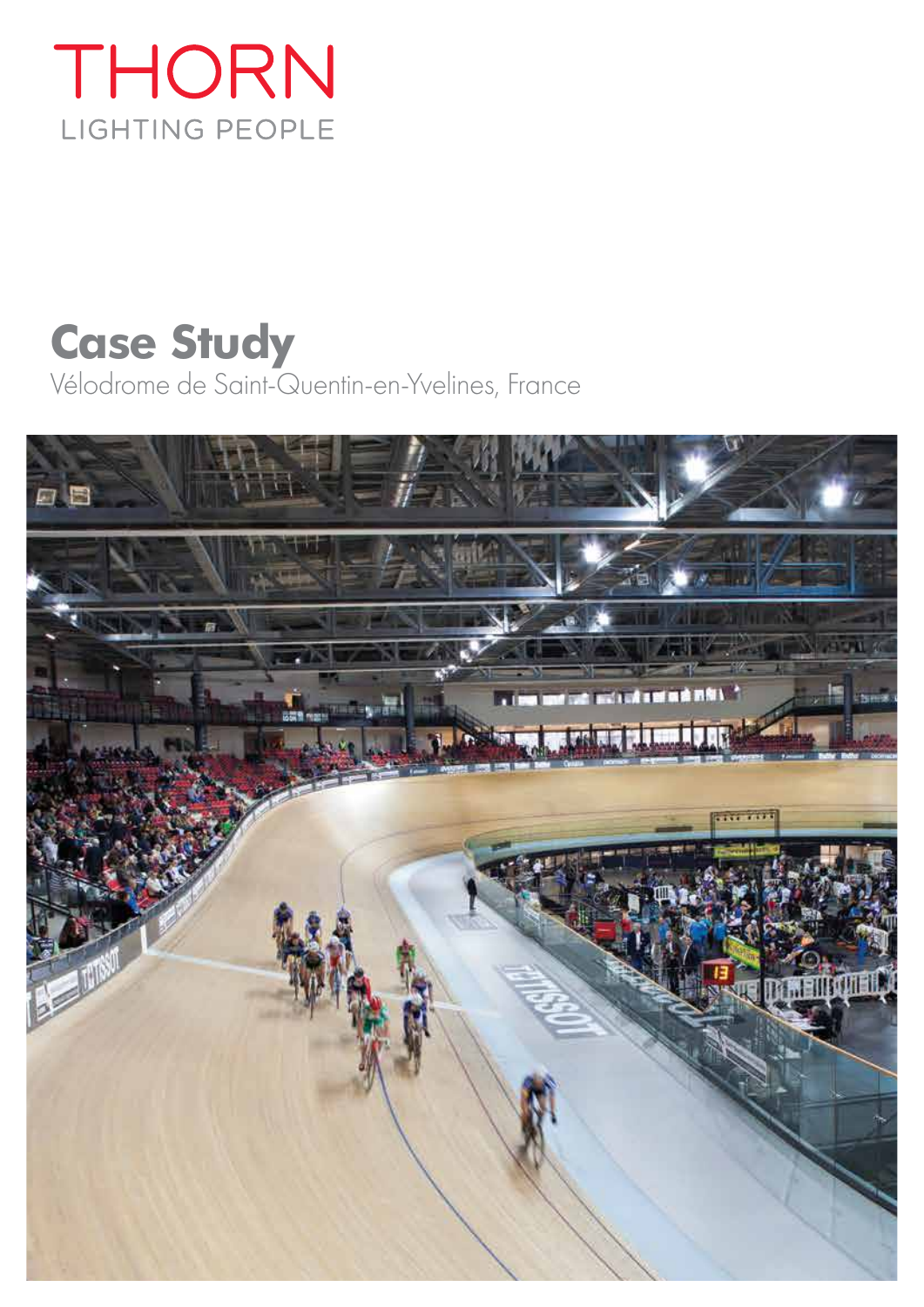THORN

LIGHTING PEOPLE

# Case Study

Vélodrome de Saint-Quentin-en-Yvelines, France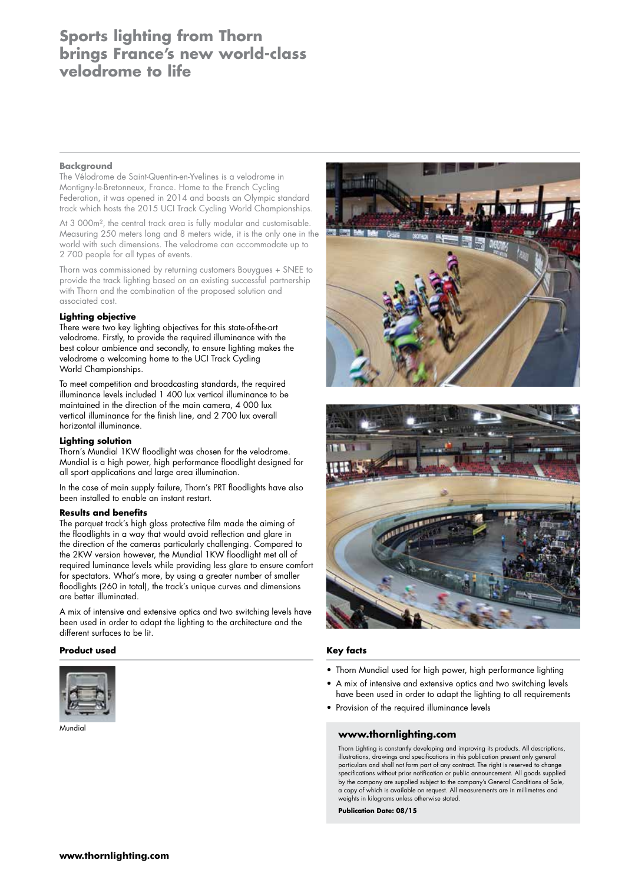# Sports lighting from Thorn brings France's new world-class velodrome to life

## Background

The Vélodrome de Saint-Quentin-en-Yvelines is a velodrome in Montigny-le-Bretonneux, France. Home to the French Cycling Federation, it was opened in 2014 and boasts an Olympic standard track which hosts the 2015 UCI Track Cycling World Championships.

At 3 000m², the central track area is fully modular and customisable. Measuring 250 meters long and 8 meters wide, it is the only one in the world with such dimensions. The velodrome can accommodate up to 2 700 people for all types of events.

Thorn was commissioned by returning customers Bouygues + SNEE to provide the track lighting based on an existing successful partnership with Thorn and the combination of the proposed solution and associated cost.

## Lighting objective

There were two key lighting objectives for this state-of-the-art velodrome. Firstly, to provide the required illuminance with the best colour ambience and secondly, to ensure lighting makes the velodrome a welcoming home to the UCI Track Cycling World Championships.

To meet competition and broadcasting standards, the required illuminance levels included 1 400 lux vertical illuminance to be maintained in the direction of the main camera, 4 000 lux vertical illuminance for the finish line, and 2 700 lux overall horizontal illuminance.

## Lighting solution

Thorn's Mundial 1KW floodlight was chosen for the velodrome. Mundial is a high power, high performance floodlight designed for all sport applications and large area illumination.

In the case of main supply failure, Thorn's PRT floodlights have also been installed to enable an instant restart.

## Results and benefits

The parquet track's high gloss protective film made the aiming of the floodlights in a way that would avoid reflection and glare in the direction of the cameras particularly challenging. Compared to the 2KW version however, the Mundial 1KW floodlight met all of required luminance levels while providing less glare to ensure comfort for spectators. What's more, by using a greater number of smaller floodlights (260 in total), the track's unique curves and dimensions are better illuminated.

A mix of intensive and extensive optics and two switching levels have been used in order to adapt the lighting to the architecture and the different surfaces to be lit.

## Product used

Mundial

## Key facts

- Thorn Mundial used for high power, high performance lighting
- A mix of intensive and extensive optics and two switching levels have been used in order to adapt the lighting to all requirements
- Provision of the required illuminance levels

**www.thornlighting.com**

Thorn Lighting is constantly developing and improving its products. All descriptions, illustrations, drawings and specifications in this publication present only general particulars and shall not form part of any contract. The right is reserved to change specifications without prior notification or public announcement. All goods supplied by the company are supplied subject to the company's General Conditions of Sale, a copy of which is available on request. All measurements are in millimetres and weights in kilograms unless otherwise stated.

**Publication Date: 08/15**